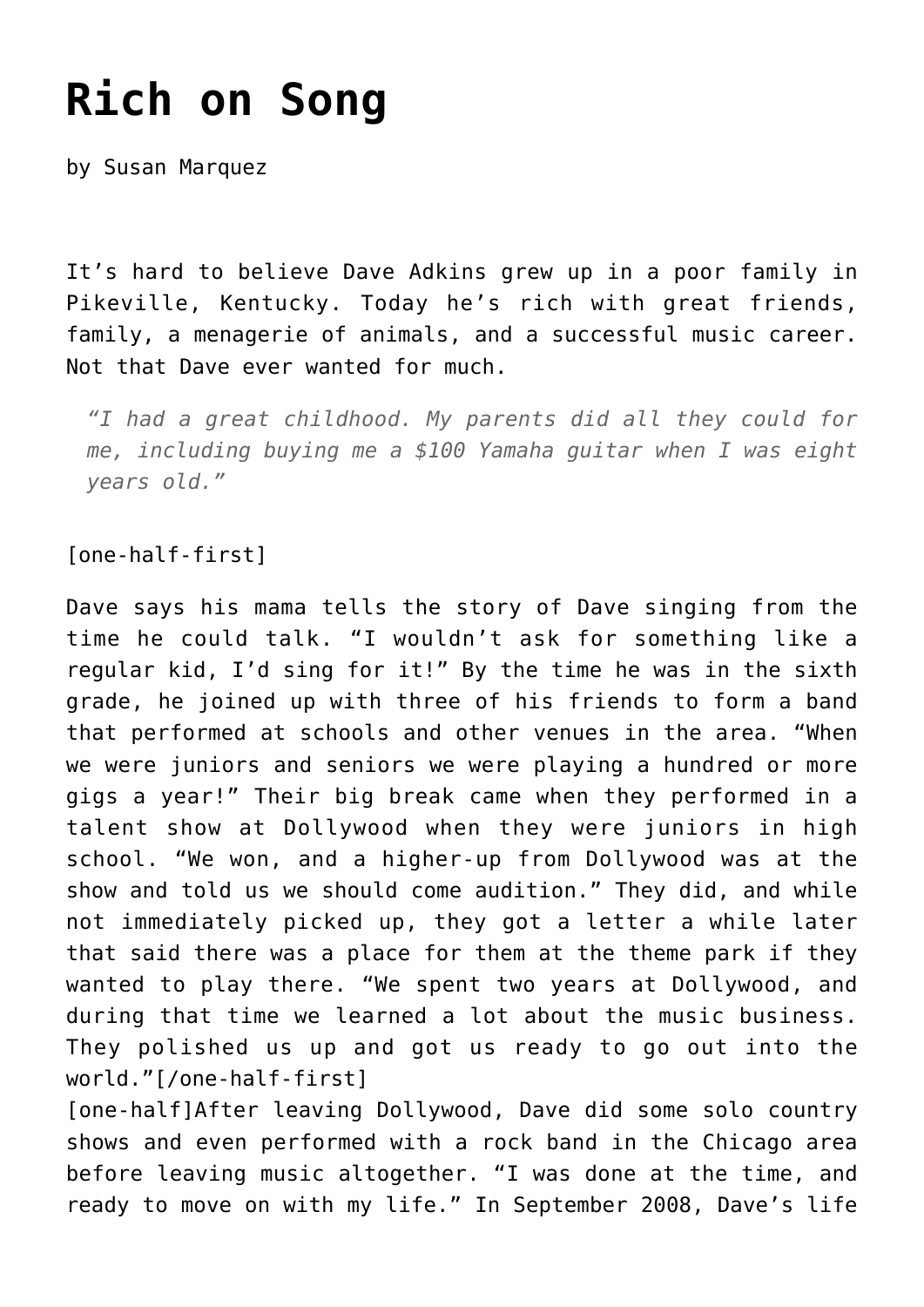# Rich on Song

by Susan Marquez

It's hard to believe Dave Adkins grew up in a poor family in Pikeville, Kentucky. Today he's rich with great friends, family, a menagerie of animals, and a successful music career. Not that Dave ever wanted for much.

> *"I had a great childhood. My parents did all they could for me, including buying me a $100 Yamaha guitar when I was eight years old."*

[one-half-first]

Dave says his mama tells the story of Dave singing from the time he could talk. "I wouldn't ask for something like a regular kid, I'd sing for it!" By the time he was in the sixth grade, he joined up with three of his friends to form a band that performed at schools and other venues in the area. "When we were juniors and seniors we were playing a hundred or more gigs a year!" Their big break came when they performed in a talent show at Dollywood when they were juniors in high school. "We won, and a higher-up from Dollywood was at the show and told us we should come audition." They did, and while not immediately picked up, they got a letter a while later that said there was a place for them at the theme park if they wanted to play there. "We spent two years at Dollywood, and during that time we learned a lot about the music business. They polished us up and got us ready to go out into the world."[/one-half-first]
[one-half]After leaving Dollywood, Dave did some solo country shows and even performed with a rock band in the Chicago area before leaving music altogether. "I was done at the time, and ready to move on with my life." In September 2008, Dave's life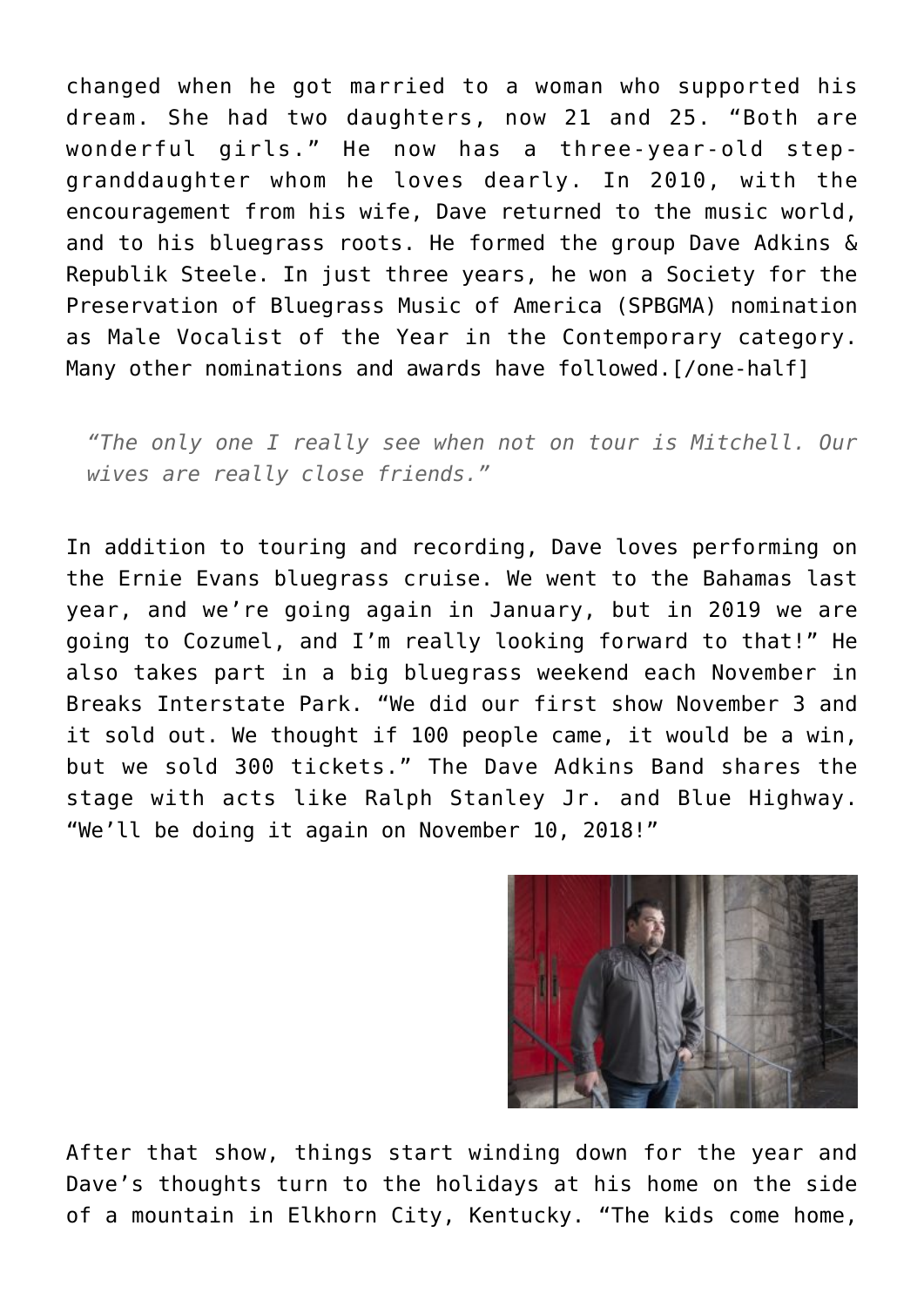changed when he got married to a woman who supported his dream. She had two daughters, now 21 and 25. "Both are wonderful girls." He now has a three-year-old step-granddaughter whom he loves dearly. In 2010, with the encouragement from his wife, Dave returned to the music world, and to his bluegrass roots. He formed the group Dave Adkins & Republik Steele. In just three years, he won a Society for the Preservation of Bluegrass Music of America (SPBGMA) nomination as Male Vocalist of the Year in the Contemporary category. Many other nominations and awards have followed.[/one-half]

> *"The only one I really see when not on tour is Mitchell. Our wives are really close friends."*

In addition to touring and recording, Dave loves performing on the Ernie Evans bluegrass cruise. We went to the Bahamas last year, and we're going again in January, but in 2019 we are going to Cozumel, and I'm really looking forward to that!" He also takes part in a big bluegrass weekend each November in Breaks Interstate Park. "We did our first show November 3 and it sold out. We thought if 100 people came, it would be a win, but we sold 300 tickets." The Dave Adkins Band shares the stage with acts like Ralph Stanley Jr. and Blue Highway. "We'll be doing it again on November 10, 2018!"

After that show, things start winding down for the year and Dave's thoughts turn to the holidays at his home on the side of a mountain in Elkhorn City, Kentucky. "The kids come home,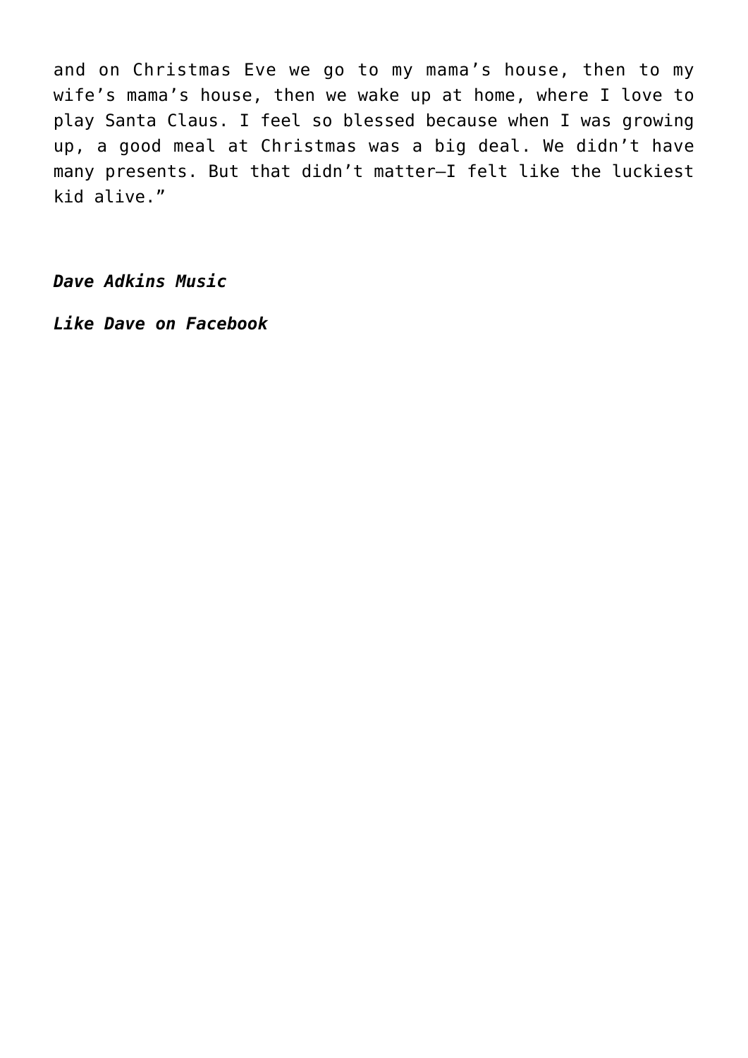and on Christmas Eve we go to my mama's house, then to my wife's mama's house, then we wake up at home, where I love to play Santa Claus. I feel so blessed because when I was growing up, a good meal at Christmas was a big deal. We didn't have many presents. But that didn't matter—I felt like the luckiest kid alive."

***Dave Adkins Music***

***Like Dave on Facebook***